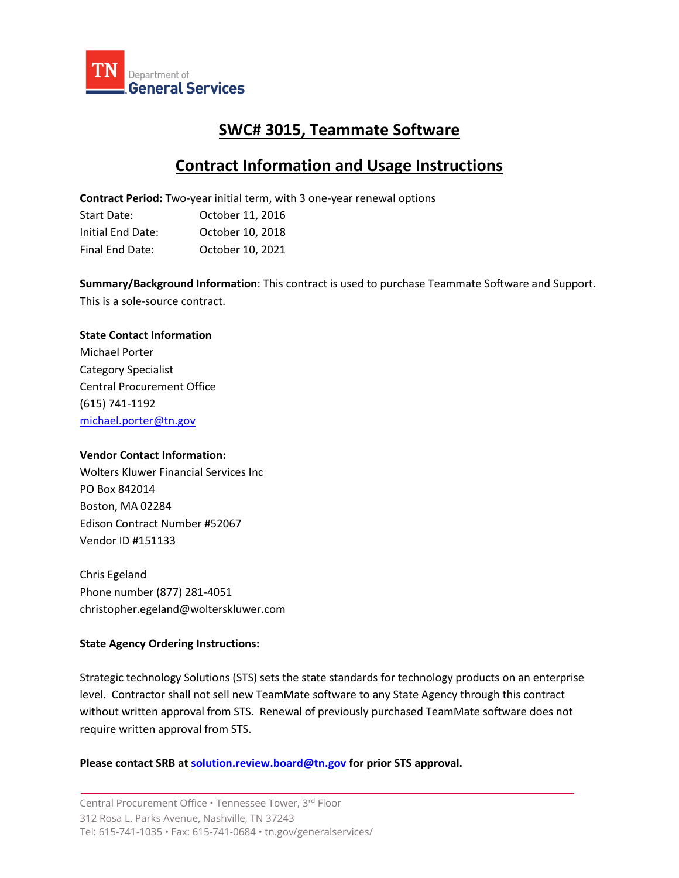TN Department of General Services

# SWC# 3015, Teammate Software

## Contract Information and Usage Instructions

**Contract Period:** Two-year initial term, with 3 one-year renewal options

| | |
|---|---|
| Start Date: | October 11, 2016 |
| Initial End Date: | October 10, 2018 |
| Final End Date: | October 10, 2021 |

**Summary/Background Information**: This contract is used to purchase Teammate Software and Support. This is a sole-source contract.

**State Contact Information**
Michael Porter
Category Specialist
Central Procurement Office
(615) 741-1192
michael.porter@tn.gov

**Vendor Contact Information:**
Wolters Kluwer Financial Services Inc
PO Box 842014
Boston, MA 02284
Edison Contract Number #52067
Vendor ID #151133

Chris Egeland
Phone number (877) 281-4051
christopher.egeland@wolterskluwer.com

**State Agency Ordering Instructions:**

Strategic technology Solutions (STS) sets the state standards for technology products on an enterprise level. Contractor shall not sell new TeamMate software to any State Agency through this contract without written approval from STS. Renewal of previously purchased TeamMate software does not require written approval from STS.

**Please contact SRB at solution.review.board@tn.gov for prior STS approval.**

Central Procurement Office • Tennessee Tower, 3rd Floor
312 Rosa L. Parks Avenue, Nashville, TN 37243
Tel: 615-741-1035 • Fax: 615-741-0684 • tn.gov/generalservices/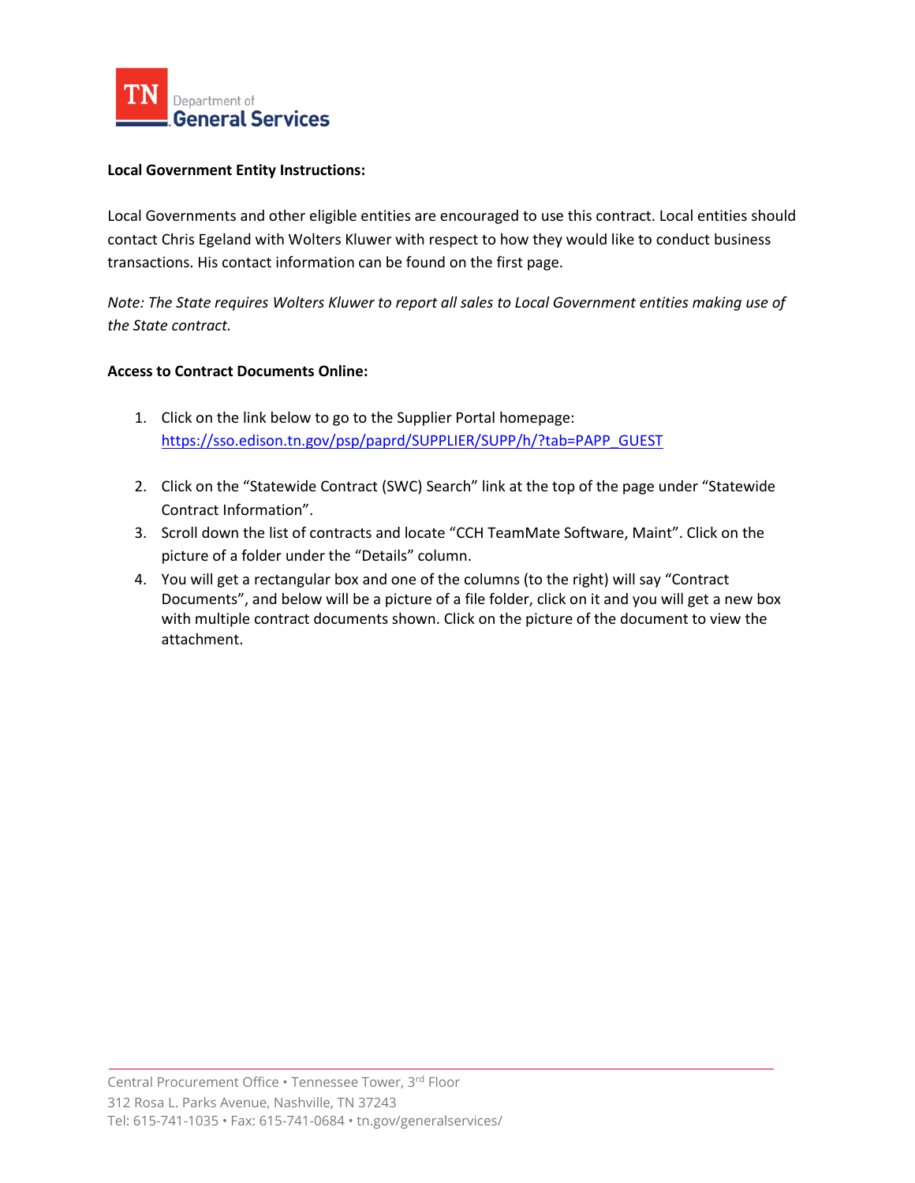**Local Government Entity Instructions:**

Local Governments and other eligible entities are encouraged to use this contract. Local entities should contact Chris Egeland with Wolters Kluwer with respect to how they would like to conduct business transactions. His contact information can be found on the first page.

*Note: The State requires Wolters Kluwer to report all sales to Local Government entities making use of the State contract.*

**Access to Contract Documents Online:**

1. Click on the link below to go to the Supplier Portal homepage: https://sso.edison.tn.gov/psp/paprd/SUPPLIER/SUPP/h/?tab=PAPP_GUEST
2. Click on the "Statewide Contract (SWC) Search" link at the top of the page under "Statewide Contract Information".
3. Scroll down the list of contracts and locate "CCH TeamMate Software, Maint". Click on the picture of a folder under the "Details" column.
4. You will get a rectangular box and one of the columns (to the right) will say "Contract Documents", and below will be a picture of a file folder, click on it and you will get a new box with multiple contract documents shown. Click on the picture of the document to view the attachment.

Central Procurement Office • Tennessee Tower, 3rd Floor
312 Rosa L. Parks Avenue, Nashville, TN 37243
Tel: 615-741-1035 • Fax: 615-741-0684 • tn.gov/generalservices/